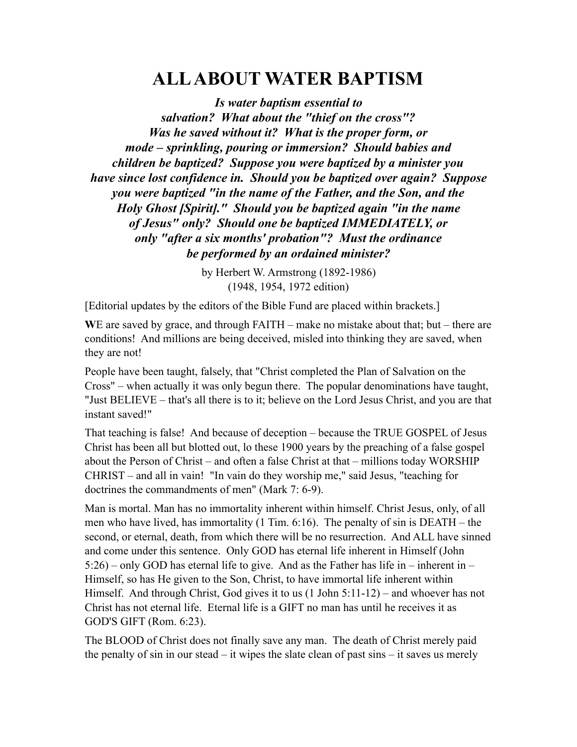# ALL ABOUT WATER BAPTISM

***Is water baptism essential to salvation? What about the "thief on the cross"? Was he saved without it? What is the proper form, or mode – sprinkling, pouring or immersion? Should babies and children be baptized? Suppose you were baptized by a minister you have since lost confidence in. Should you be baptized over again? Suppose you were baptized "in the name of the Father, and the Son, and the Holy Ghost [Spirit]." Should you be baptized again "in the name of Jesus" only? Should one be baptized IMMEDIATELY, or only "after a six months' probation"? Must the ordinance be performed by an ordained minister?***

by Herbert W. Armstrong (1892-1986)
(1948, 1954, 1972 edition)

[Editorial updates by the editors of the Bible Fund are placed within brackets.]

**W**E are saved by grace, and through FAITH – make no mistake about that; but – there are conditions! And millions are being deceived, misled into thinking they are saved, when they are not!

People have been taught, falsely, that "Christ completed the Plan of Salvation on the Cross" – when actually it was only begun there. The popular denominations have taught, "Just BELIEVE – that's all there is to it; believe on the Lord Jesus Christ, and you are that instant saved!"

That teaching is false! And because of deception – because the TRUE GOSPEL of Jesus Christ has been all but blotted out, lo these 1900 years by the preaching of a false gospel about the Person of Christ – and often a false Christ at that – millions today WORSHIP CHRIST – and all in vain! "In vain do they worship me," said Jesus, "teaching for doctrines the commandments of men" (Mark 7: 6-9).

Man is mortal. Man has no immortality inherent within himself. Christ Jesus, only, of all men who have lived, has immortality (1 Tim. 6:16). The penalty of sin is DEATH – the second, or eternal, death, from which there will be no resurrection. And ALL have sinned and come under this sentence. Only GOD has eternal life inherent in Himself (John 5:26) – only GOD has eternal life to give. And as the Father has life in – inherent in – Himself, so has He given to the Son, Christ, to have immortal life inherent within Himself. And through Christ, God gives it to us (1 John 5:11-12) – and whoever has not Christ has not eternal life. Eternal life is a GIFT no man has until he receives it as GOD'S GIFT (Rom. 6:23).

The BLOOD of Christ does not finally save any man. The death of Christ merely paid the penalty of sin in our stead – it wipes the slate clean of past sins – it saves us merely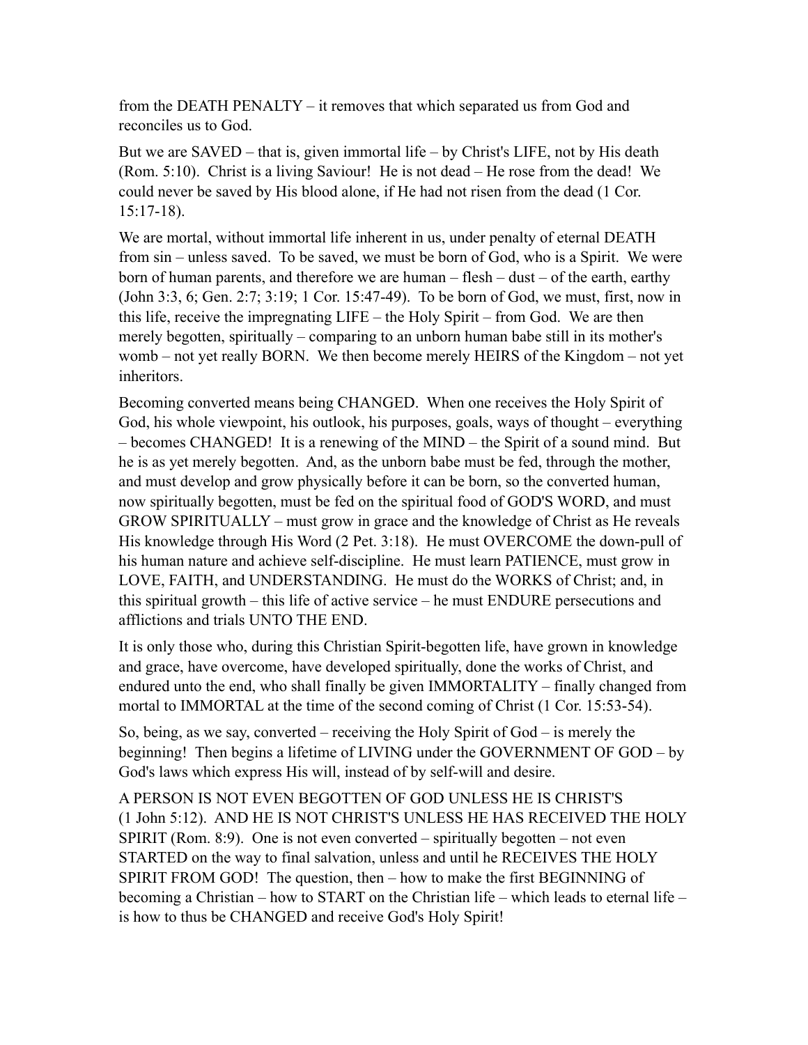from the DEATH PENALTY – it removes that which separated us from God and reconciles us to God.

But we are SAVED – that is, given immortal life – by Christ's LIFE, not by His death (Rom. 5:10). Christ is a living Saviour! He is not dead – He rose from the dead! We could never be saved by His blood alone, if He had not risen from the dead (1 Cor. 15:17-18).

We are mortal, without immortal life inherent in us, under penalty of eternal DEATH from sin – unless saved. To be saved, we must be born of God, who is a Spirit. We were born of human parents, and therefore we are human – flesh – dust – of the earth, earthy (John 3:3, 6; Gen. 2:7; 3:19; 1 Cor. 15:47-49). To be born of God, we must, first, now in this life, receive the impregnating LIFE – the Holy Spirit – from God. We are then merely begotten, spiritually – comparing to an unborn human babe still in its mother's womb – not yet really BORN. We then become merely HEIRS of the Kingdom – not yet inheritors.

Becoming converted means being CHANGED. When one receives the Holy Spirit of God, his whole viewpoint, his outlook, his purposes, goals, ways of thought – everything – becomes CHANGED! It is a renewing of the MIND – the Spirit of a sound mind. But he is as yet merely begotten. And, as the unborn babe must be fed, through the mother, and must develop and grow physically before it can be born, so the converted human, now spiritually begotten, must be fed on the spiritual food of GOD'S WORD, and must GROW SPIRITUALLY – must grow in grace and the knowledge of Christ as He reveals His knowledge through His Word (2 Pet. 3:18). He must OVERCOME the down-pull of his human nature and achieve self-discipline. He must learn PATIENCE, must grow in LOVE, FAITH, and UNDERSTANDING. He must do the WORKS of Christ; and, in this spiritual growth – this life of active service – he must ENDURE persecutions and afflictions and trials UNTO THE END.

It is only those who, during this Christian Spirit-begotten life, have grown in knowledge and grace, have overcome, have developed spiritually, done the works of Christ, and endured unto the end, who shall finally be given IMMORTALITY – finally changed from mortal to IMMORTAL at the time of the second coming of Christ (1 Cor. 15:53-54).

So, being, as we say, converted – receiving the Holy Spirit of God – is merely the beginning! Then begins a lifetime of LIVING under the GOVERNMENT OF GOD – by God's laws which express His will, instead of by self-will and desire.

A PERSON IS NOT EVEN BEGOTTEN OF GOD UNLESS HE IS CHRIST'S (1 John 5:12). AND HE IS NOT CHRIST'S UNLESS HE HAS RECEIVED THE HOLY SPIRIT (Rom. 8:9). One is not even converted – spiritually begotten – not even STARTED on the way to final salvation, unless and until he RECEIVES THE HOLY SPIRIT FROM GOD! The question, then – how to make the first BEGINNING of becoming a Christian – how to START on the Christian life – which leads to eternal life – is how to thus be CHANGED and receive God's Holy Spirit!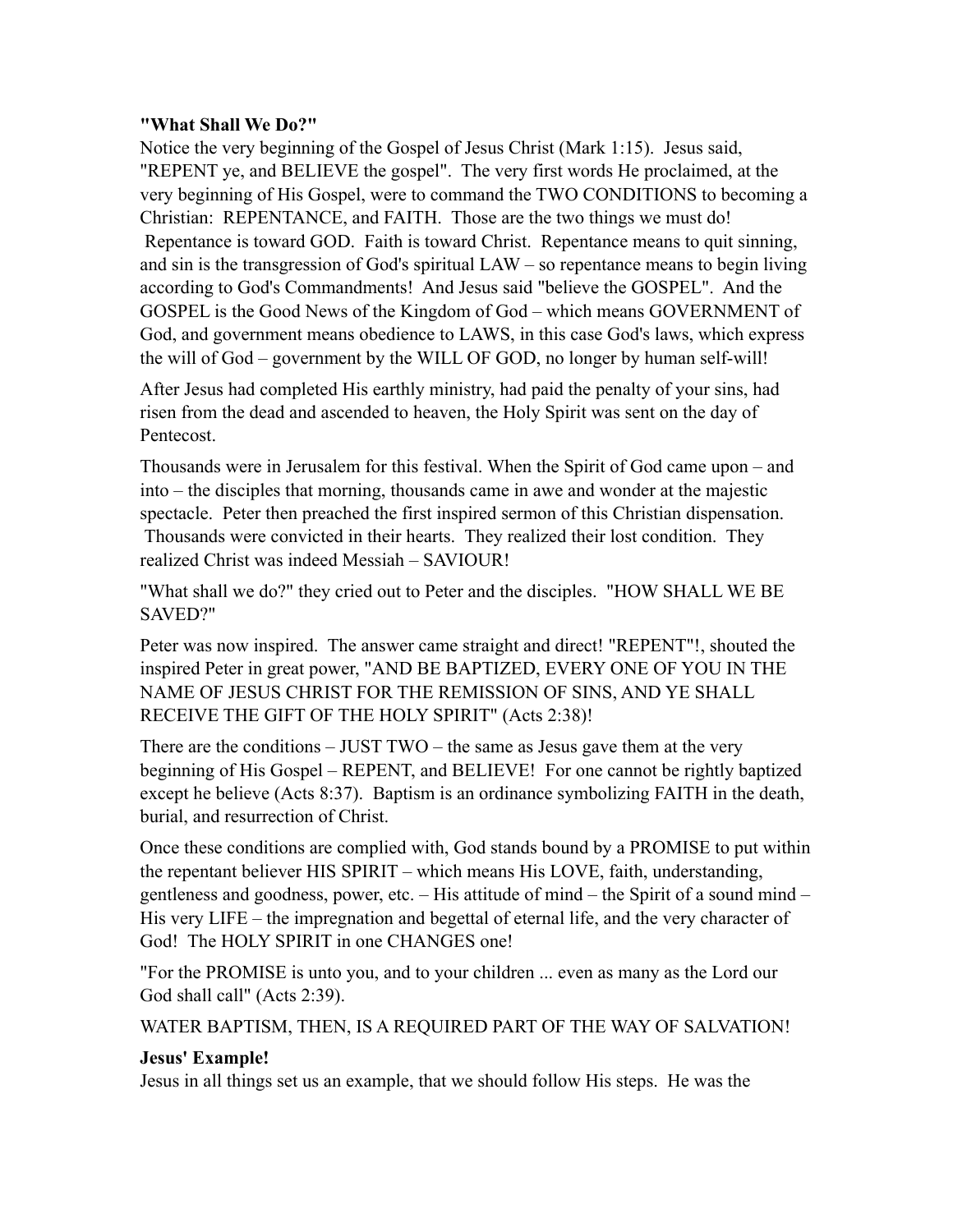**"What Shall We Do?"**

Notice the very beginning of the Gospel of Jesus Christ (Mark 1:15). Jesus said, "REPENT ye, and BELIEVE the gospel". The very first words He proclaimed, at the very beginning of His Gospel, were to command the TWO CONDITIONS to becoming a Christian: REPENTANCE, and FAITH. Those are the two things we must do! Repentance is toward GOD. Faith is toward Christ. Repentance means to quit sinning, and sin is the transgression of God's spiritual LAW – so repentance means to begin living according to God's Commandments! And Jesus said "believe the GOSPEL". And the GOSPEL is the Good News of the Kingdom of God – which means GOVERNMENT of God, and government means obedience to LAWS, in this case God's laws, which express the will of God – government by the WILL OF GOD, no longer by human self-will!

After Jesus had completed His earthly ministry, had paid the penalty of your sins, had risen from the dead and ascended to heaven, the Holy Spirit was sent on the day of Pentecost.

Thousands were in Jerusalem for this festival. When the Spirit of God came upon – and into – the disciples that morning, thousands came in awe and wonder at the majestic spectacle. Peter then preached the first inspired sermon of this Christian dispensation. Thousands were convicted in their hearts. They realized their lost condition. They realized Christ was indeed Messiah – SAVIOUR!

"What shall we do?" they cried out to Peter and the disciples. "HOW SHALL WE BE SAVED?"

Peter was now inspired. The answer came straight and direct! "REPENT"!, shouted the inspired Peter in great power, "AND BE BAPTIZED, EVERY ONE OF YOU IN THE NAME OF JESUS CHRIST FOR THE REMISSION OF SINS, AND YE SHALL RECEIVE THE GIFT OF THE HOLY SPIRIT" (Acts 2:38)!

There are the conditions – JUST TWO – the same as Jesus gave them at the very beginning of His Gospel – REPENT, and BELIEVE! For one cannot be rightly baptized except he believe (Acts 8:37). Baptism is an ordinance symbolizing FAITH in the death, burial, and resurrection of Christ.

Once these conditions are complied with, God stands bound by a PROMISE to put within the repentant believer HIS SPIRIT – which means His LOVE, faith, understanding, gentleness and goodness, power, etc. – His attitude of mind – the Spirit of a sound mind – His very LIFE – the impregnation and begettal of eternal life, and the very character of God! The HOLY SPIRIT in one CHANGES one!

"For the PROMISE is unto you, and to your children ... even as many as the Lord our God shall call" (Acts 2:39).

WATER BAPTISM, THEN, IS A REQUIRED PART OF THE WAY OF SALVATION!

**Jesus' Example!**

Jesus in all things set us an example, that we should follow His steps. He was the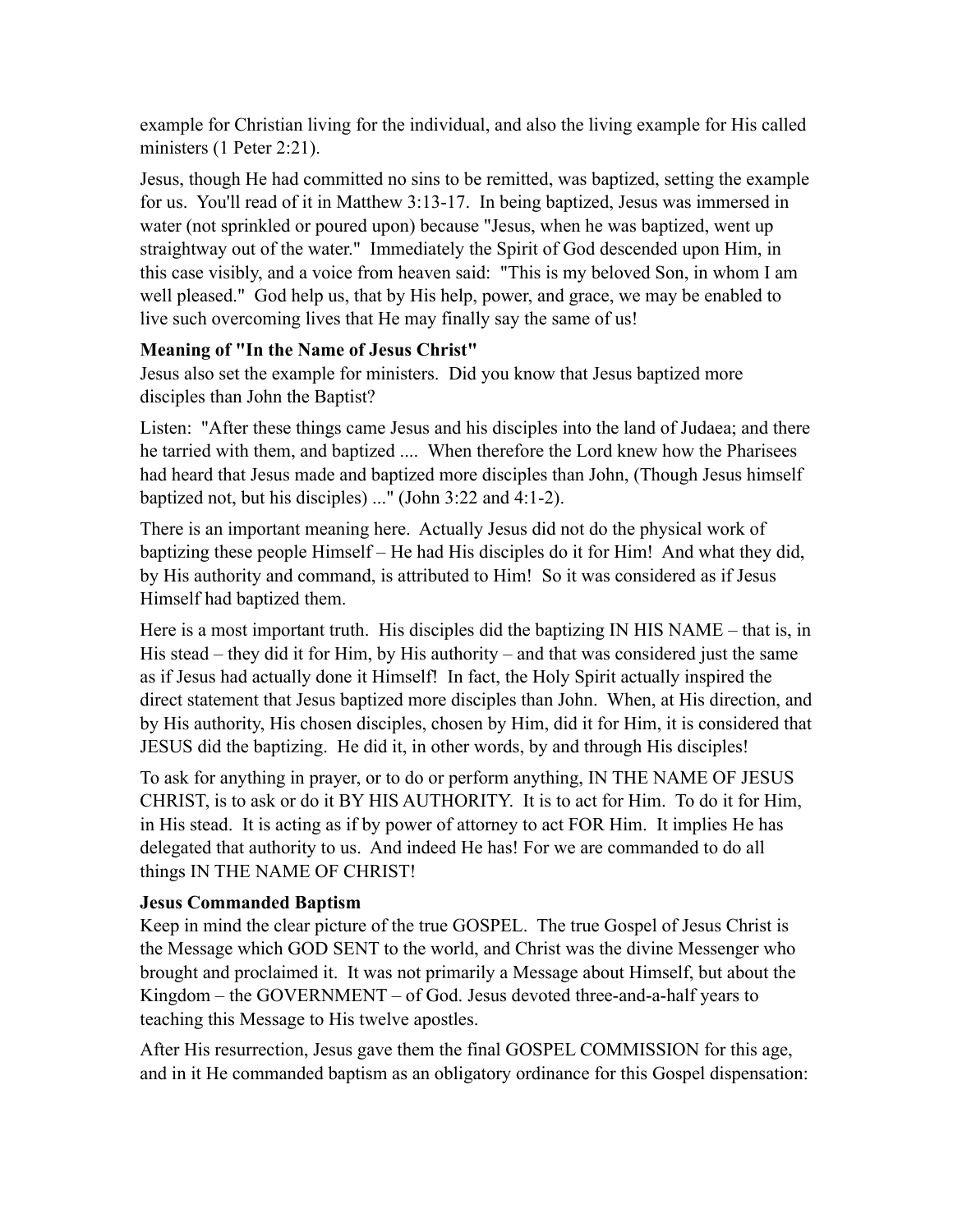example for Christian living for the individual, and also the living example for His called ministers (1 Peter 2:21).

Jesus, though He had committed no sins to be remitted, was baptized, setting the example for us. You'll read of it in Matthew 3:13-17. In being baptized, Jesus was immersed in water (not sprinkled or poured upon) because "Jesus, when he was baptized, went up straightway out of the water." Immediately the Spirit of God descended upon Him, in this case visibly, and a voice from heaven said: "This is my beloved Son, in whom I am well pleased." God help us, that by His help, power, and grace, we may be enabled to live such overcoming lives that He may finally say the same of us!

**Meaning of "In the Name of Jesus Christ"**

Jesus also set the example for ministers. Did you know that Jesus baptized more disciples than John the Baptist?

Listen: "After these things came Jesus and his disciples into the land of Judaea; and there he tarried with them, and baptized .... When therefore the Lord knew how the Pharisees had heard that Jesus made and baptized more disciples than John, (Though Jesus himself baptized not, but his disciples) ..." (John 3:22 and 4:1-2).

There is an important meaning here. Actually Jesus did not do the physical work of baptizing these people Himself – He had His disciples do it for Him! And what they did, by His authority and command, is attributed to Him! So it was considered as if Jesus Himself had baptized them.

Here is a most important truth. His disciples did the baptizing IN HIS NAME – that is, in His stead – they did it for Him, by His authority – and that was considered just the same as if Jesus had actually done it Himself! In fact, the Holy Spirit actually inspired the direct statement that Jesus baptized more disciples than John. When, at His direction, and by His authority, His chosen disciples, chosen by Him, did it for Him, it is considered that JESUS did the baptizing. He did it, in other words, by and through His disciples!

To ask for anything in prayer, or to do or perform anything, IN THE NAME OF JESUS CHRIST, is to ask or do it BY HIS AUTHORITY. It is to act for Him. To do it for Him, in His stead. It is acting as if by power of attorney to act FOR Him. It implies He has delegated that authority to us. And indeed He has! For we are commanded to do all things IN THE NAME OF CHRIST!

**Jesus Commanded Baptism**

Keep in mind the clear picture of the true GOSPEL. The true Gospel of Jesus Christ is the Message which GOD SENT to the world, and Christ was the divine Messenger who brought and proclaimed it. It was not primarily a Message about Himself, but about the Kingdom – the GOVERNMENT – of God. Jesus devoted three-and-a-half years to teaching this Message to His twelve apostles.

After His resurrection, Jesus gave them the final GOSPEL COMMISSION for this age, and in it He commanded baptism as an obligatory ordinance for this Gospel dispensation: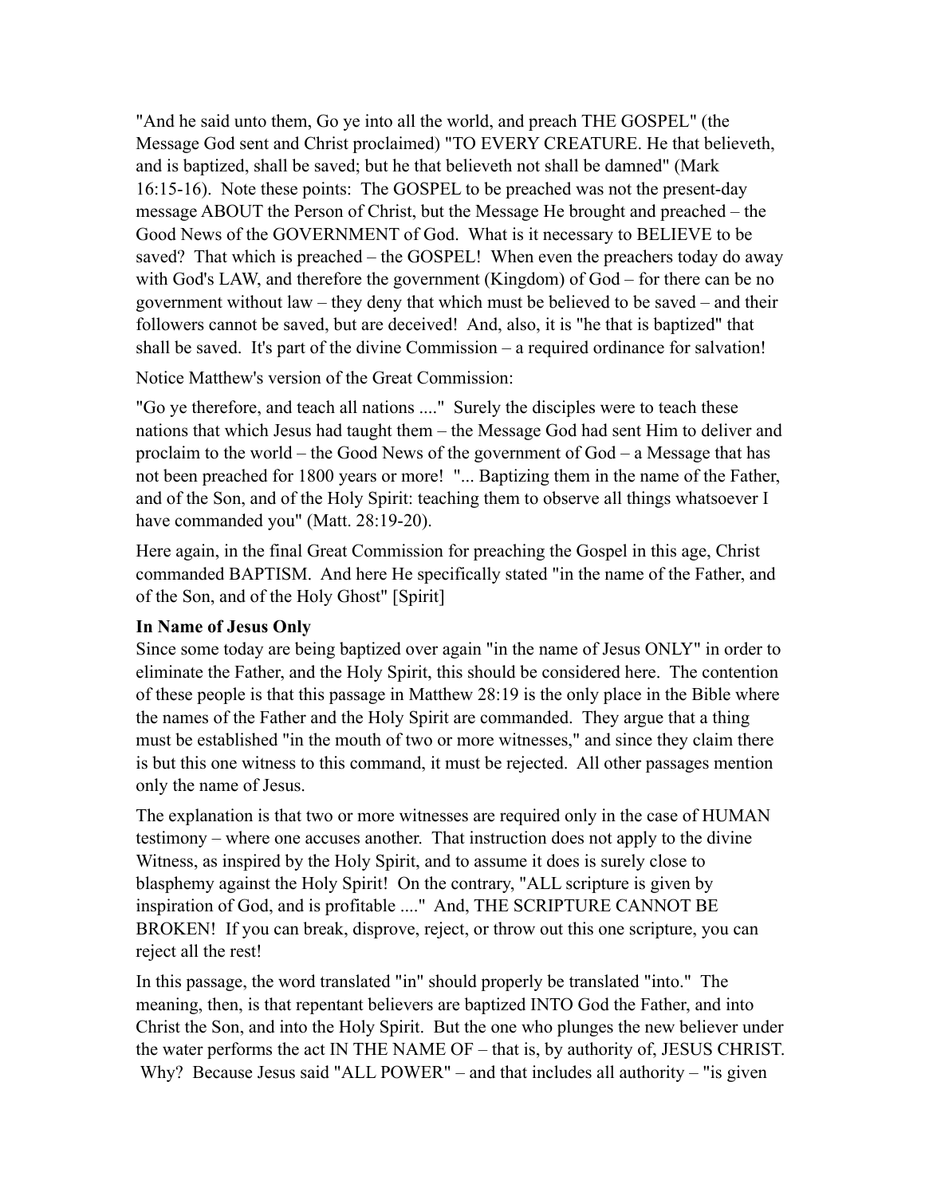"And he said unto them, Go ye into all the world, and preach THE GOSPEL" (the Message God sent and Christ proclaimed) "TO EVERY CREATURE. He that believeth, and is baptized, shall be saved; but he that believeth not shall be damned" (Mark 16:15-16). Note these points: The GOSPEL to be preached was not the present-day message ABOUT the Person of Christ, but the Message He brought and preached – the Good News of the GOVERNMENT of God. What is it necessary to BELIEVE to be saved? That which is preached – the GOSPEL! When even the preachers today do away with God's LAW, and therefore the government (Kingdom) of God – for there can be no government without law – they deny that which must be believed to be saved – and their followers cannot be saved, but are deceived! And, also, it is "he that is baptized" that shall be saved. It's part of the divine Commission – a required ordinance for salvation!

Notice Matthew's version of the Great Commission:

"Go ye therefore, and teach all nations ...." Surely the disciples were to teach these nations that which Jesus had taught them – the Message God had sent Him to deliver and proclaim to the world – the Good News of the government of God – a Message that has not been preached for 1800 years or more! "... Baptizing them in the name of the Father, and of the Son, and of the Holy Spirit: teaching them to observe all things whatsoever I have commanded you" (Matt. 28:19-20).

Here again, in the final Great Commission for preaching the Gospel in this age, Christ commanded BAPTISM. And here He specifically stated "in the name of the Father, and of the Son, and of the Holy Ghost" [Spirit]

**In Name of Jesus Only**

Since some today are being baptized over again "in the name of Jesus ONLY" in order to eliminate the Father, and the Holy Spirit, this should be considered here. The contention of these people is that this passage in Matthew 28:19 is the only place in the Bible where the names of the Father and the Holy Spirit are commanded. They argue that a thing must be established "in the mouth of two or more witnesses," and since they claim there is but this one witness to this command, it must be rejected. All other passages mention only the name of Jesus.

The explanation is that two or more witnesses are required only in the case of HUMAN testimony – where one accuses another. That instruction does not apply to the divine Witness, as inspired by the Holy Spirit, and to assume it does is surely close to blasphemy against the Holy Spirit! On the contrary, "ALL scripture is given by inspiration of God, and is profitable ...." And, THE SCRIPTURE CANNOT BE BROKEN! If you can break, disprove, reject, or throw out this one scripture, you can reject all the rest!

In this passage, the word translated "in" should properly be translated "into." The meaning, then, is that repentant believers are baptized INTO God the Father, and into Christ the Son, and into the Holy Spirit. But the one who plunges the new believer under the water performs the act IN THE NAME OF – that is, by authority of, JESUS CHRIST. Why? Because Jesus said "ALL POWER" – and that includes all authority – "is given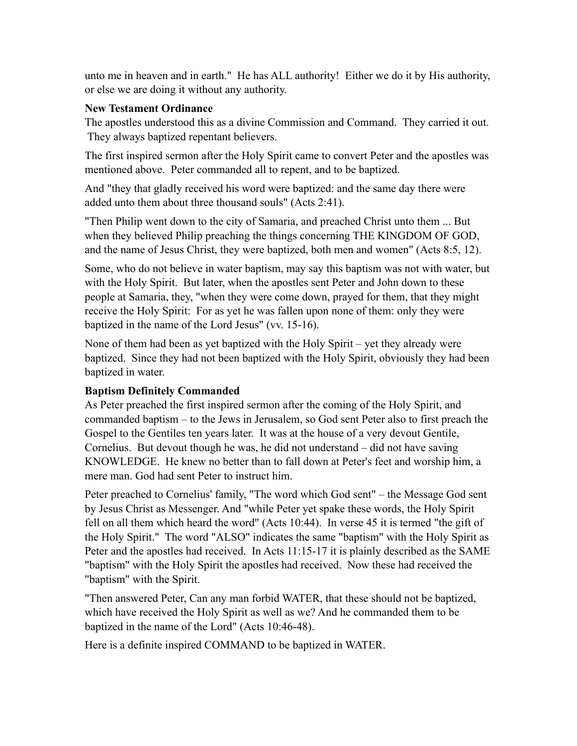unto me in heaven and in earth." He has ALL authority! Either we do it by His authority, or else we are doing it without any authority.

**New Testament Ordinance**

The apostles understood this as a divine Commission and Command. They carried it out. They always baptized repentant believers.

The first inspired sermon after the Holy Spirit came to convert Peter and the apostles was mentioned above. Peter commanded all to repent, and to be baptized.

And "they that gladly received his word were baptized: and the same day there were added unto them about three thousand souls" (Acts 2:41).

"Then Philip went down to the city of Samaria, and preached Christ unto them ... But when they believed Philip preaching the things concerning THE KINGDOM OF GOD, and the name of Jesus Christ, they were baptized, both men and women" (Acts 8:5, 12).

Some, who do not believe in water baptism, may say this baptism was not with water, but with the Holy Spirit. But later, when the apostles sent Peter and John down to these people at Samaria, they, "when they were come down, prayed for them, that they might receive the Holy Spirit: For as yet he was fallen upon none of them: only they were baptized in the name of the Lord Jesus" (vv. 15-16).

None of them had been as yet baptized with the Holy Spirit – yet they already were baptized. Since they had not been baptized with the Holy Spirit, obviously they had been baptized in water.

**Baptism Definitely Commanded**

As Peter preached the first inspired sermon after the coming of the Holy Spirit, and commanded baptism – to the Jews in Jerusalem, so God sent Peter also to first preach the Gospel to the Gentiles ten years later. It was at the house of a very devout Gentile, Cornelius. But devout though he was, he did not understand – did not have saving KNOWLEDGE. He knew no better than to fall down at Peter's feet and worship him, a mere man. God had sent Peter to instruct him.

Peter preached to Cornelius' family, "The word which God sent" – the Message God sent by Jesus Christ as Messenger. And "while Peter yet spake these words, the Holy Spirit fell on all them which heard the word" (Acts 10:44). In verse 45 it is termed "the gift of the Holy Spirit." The word "ALSO" indicates the same "baptism" with the Holy Spirit as Peter and the apostles had received. In Acts 11:15-17 it is plainly described as the SAME "baptism" with the Holy Spirit the apostles had received. Now these had received the "baptism" with the Spirit.

"Then answered Peter, Can any man forbid WATER, that these should not be baptized, which have received the Holy Spirit as well as we? And he commanded them to be baptized in the name of the Lord" (Acts 10:46-48).

Here is a definite inspired COMMAND to be baptized in WATER.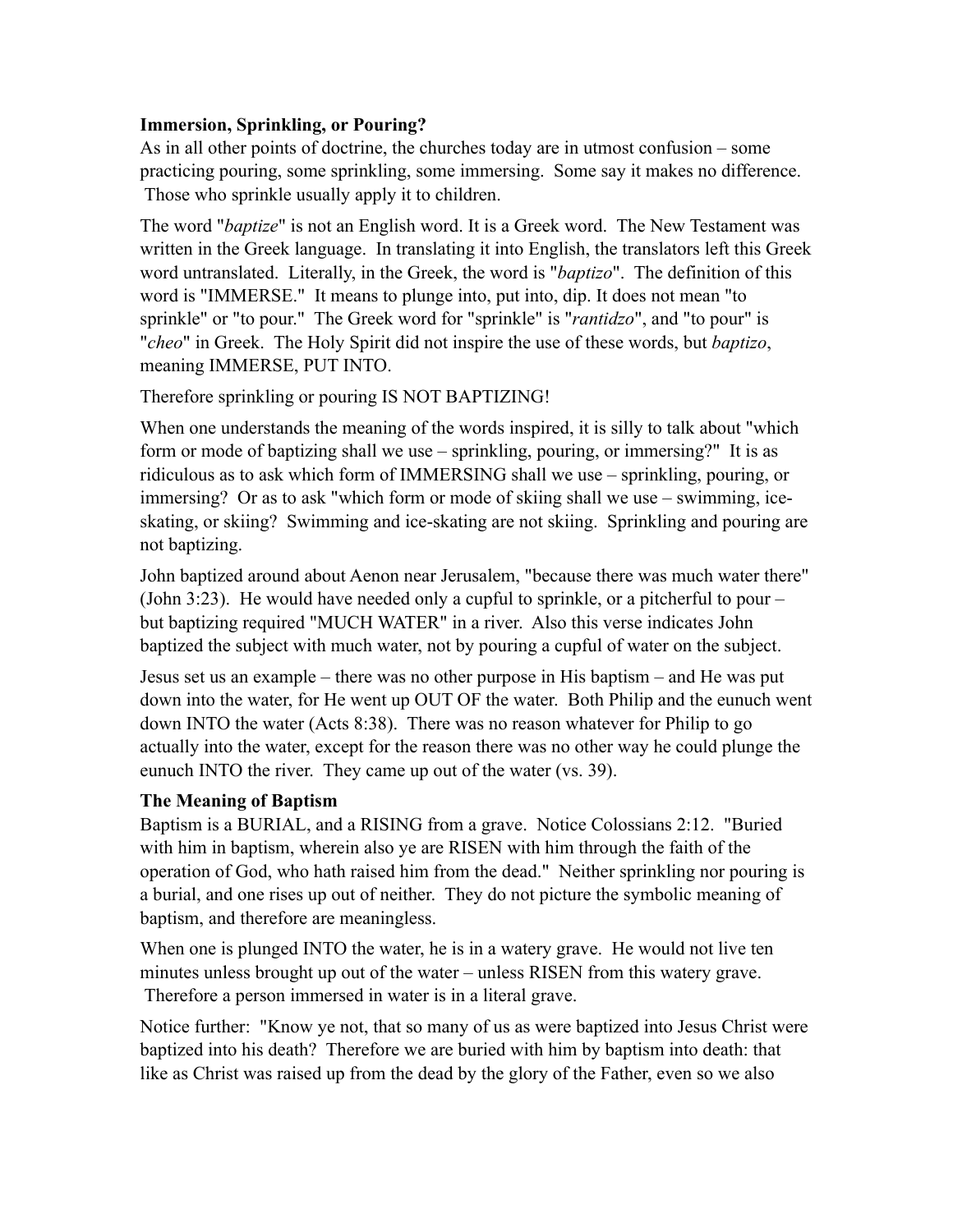**Immersion, Sprinkling, or Pouring?**

As in all other points of doctrine, the churches today are in utmost confusion – some practicing pouring, some sprinkling, some immersing. Some say it makes no difference. Those who sprinkle usually apply it to children.

The word "*baptize*" is not an English word. It is a Greek word. The New Testament was written in the Greek language. In translating it into English, the translators left this Greek word untranslated. Literally, in the Greek, the word is "*baptizo*". The definition of this word is "IMMERSE." It means to plunge into, put into, dip. It does not mean "to sprinkle" or "to pour." The Greek word for "sprinkle" is "*rantidzo*", and "to pour" is "*cheo*" in Greek. The Holy Spirit did not inspire the use of these words, but *baptizo*, meaning IMMERSE, PUT INTO.

Therefore sprinkling or pouring IS NOT BAPTIZING!

When one understands the meaning of the words inspired, it is silly to talk about "which form or mode of baptizing shall we use – sprinkling, pouring, or immersing?" It is as ridiculous as to ask which form of IMMERSING shall we use – sprinkling, pouring, or immersing? Or as to ask "which form or mode of skiing shall we use – swimming, ice-skating, or skiing? Swimming and ice-skating are not skiing. Sprinkling and pouring are not baptizing.

John baptized around about Aenon near Jerusalem, "because there was much water there" (John 3:23). He would have needed only a cupful to sprinkle, or a pitcherful to pour – but baptizing required "MUCH WATER" in a river. Also this verse indicates John baptized the subject with much water, not by pouring a cupful of water on the subject.

Jesus set us an example – there was no other purpose in His baptism – and He was put down into the water, for He went up OUT OF the water. Both Philip and the eunuch went down INTO the water (Acts 8:38). There was no reason whatever for Philip to go actually into the water, except for the reason there was no other way he could plunge the eunuch INTO the river. They came up out of the water (vs. 39).

**The Meaning of Baptism**

Baptism is a BURIAL, and a RISING from a grave. Notice Colossians 2:12. "Buried with him in baptism, wherein also ye are RISEN with him through the faith of the operation of God, who hath raised him from the dead." Neither sprinkling nor pouring is a burial, and one rises up out of neither. They do not picture the symbolic meaning of baptism, and therefore are meaningless.

When one is plunged INTO the water, he is in a watery grave. He would not live ten minutes unless brought up out of the water – unless RISEN from this watery grave. Therefore a person immersed in water is in a literal grave.

Notice further: "Know ye not, that so many of us as were baptized into Jesus Christ were baptized into his death? Therefore we are buried with him by baptism into death: that like as Christ was raised up from the dead by the glory of the Father, even so we also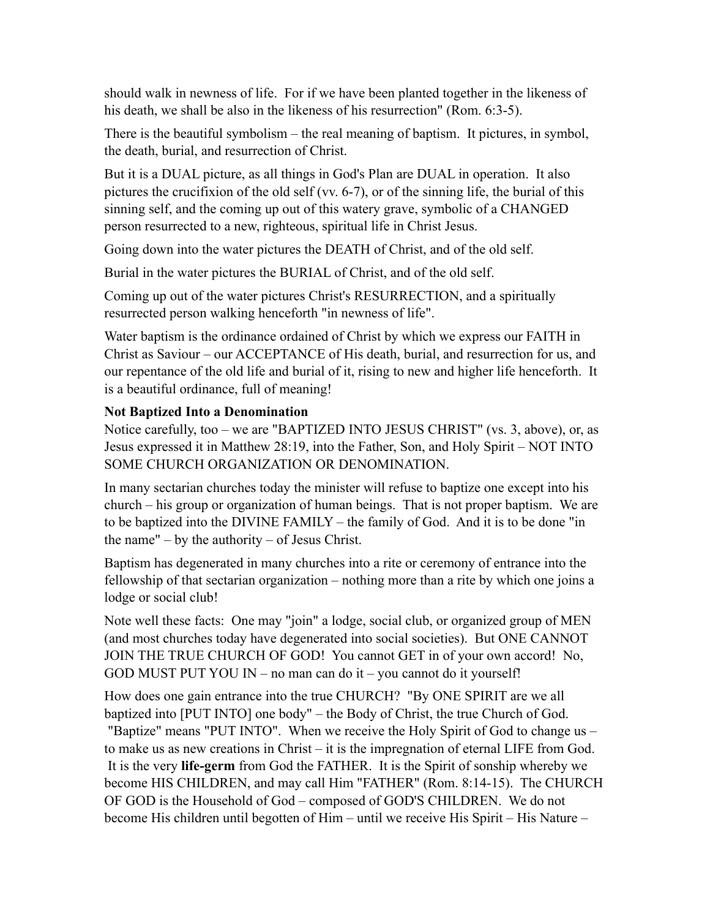should walk in newness of life. For if we have been planted together in the likeness of his death, we shall be also in the likeness of his resurrection" (Rom. 6:3-5).

There is the beautiful symbolism – the real meaning of baptism. It pictures, in symbol, the death, burial, and resurrection of Christ.

But it is a DUAL picture, as all things in God's Plan are DUAL in operation. It also pictures the crucifixion of the old self (vv. 6-7), or of the sinning life, the burial of this sinning self, and the coming up out of this watery grave, symbolic of a CHANGED person resurrected to a new, righteous, spiritual life in Christ Jesus.

Going down into the water pictures the DEATH of Christ, and of the old self.

Burial in the water pictures the BURIAL of Christ, and of the old self.

Coming up out of the water pictures Christ's RESURRECTION, and a spiritually resurrected person walking henceforth "in newness of life".

Water baptism is the ordinance ordained of Christ by which we express our FAITH in Christ as Saviour – our ACCEPTANCE of His death, burial, and resurrection for us, and our repentance of the old life and burial of it, rising to new and higher life henceforth. It is a beautiful ordinance, full of meaning!

**Not Baptized Into a Denomination**

Notice carefully, too – we are "BAPTIZED INTO JESUS CHRIST" (vs. 3, above), or, as Jesus expressed it in Matthew 28:19, into the Father, Son, and Holy Spirit – NOT INTO SOME CHURCH ORGANIZATION OR DENOMINATION.

In many sectarian churches today the minister will refuse to baptize one except into his church – his group or organization of human beings. That is not proper baptism. We are to be baptized into the DIVINE FAMILY – the family of God. And it is to be done "in the name" – by the authority – of Jesus Christ.

Baptism has degenerated in many churches into a rite or ceremony of entrance into the fellowship of that sectarian organization – nothing more than a rite by which one joins a lodge or social club!

Note well these facts: One may "join" a lodge, social club, or organized group of MEN (and most churches today have degenerated into social societies). But ONE CANNOT JOIN THE TRUE CHURCH OF GOD! You cannot GET in of your own accord! No, GOD MUST PUT YOU IN – no man can do it – you cannot do it yourself!

How does one gain entrance into the true CHURCH? "By ONE SPIRIT are we all baptized into [PUT INTO] one body" – the Body of Christ, the true Church of God. "Baptize" means "PUT INTO". When we receive the Holy Spirit of God to change us – to make us as new creations in Christ – it is the impregnation of eternal LIFE from God. It is the very **life-germ** from God the FATHER. It is the Spirit of sonship whereby we become HIS CHILDREN, and may call Him "FATHER" (Rom. 8:14-15). The CHURCH OF GOD is the Household of God – composed of GOD'S CHILDREN. We do not become His children until begotten of Him – until we receive His Spirit – His Nature –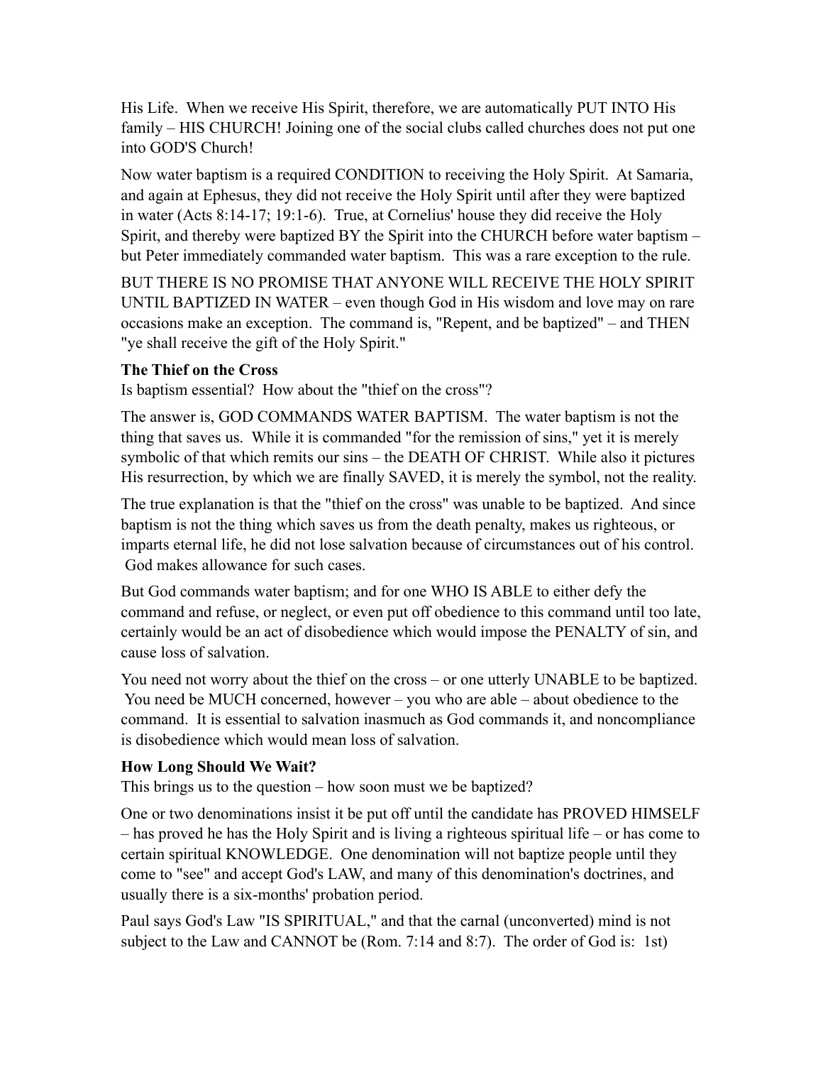His Life. When we receive His Spirit, therefore, we are automatically PUT INTO His family – HIS CHURCH! Joining one of the social clubs called churches does not put one into GOD'S Church!

Now water baptism is a required CONDITION to receiving the Holy Spirit. At Samaria, and again at Ephesus, they did not receive the Holy Spirit until after they were baptized in water (Acts 8:14-17; 19:1-6). True, at Cornelius' house they did receive the Holy Spirit, and thereby were baptized BY the Spirit into the CHURCH before water baptism – but Peter immediately commanded water baptism. This was a rare exception to the rule.

BUT THERE IS NO PROMISE THAT ANYONE WILL RECEIVE THE HOLY SPIRIT UNTIL BAPTIZED IN WATER – even though God in His wisdom and love may on rare occasions make an exception. The command is, "Repent, and be baptized" – and THEN "ye shall receive the gift of the Holy Spirit."

**The Thief on the Cross**

Is baptism essential? How about the "thief on the cross"?

The answer is, GOD COMMANDS WATER BAPTISM. The water baptism is not the thing that saves us. While it is commanded "for the remission of sins," yet it is merely symbolic of that which remits our sins – the DEATH OF CHRIST. While also it pictures His resurrection, by which we are finally SAVED, it is merely the symbol, not the reality.

The true explanation is that the "thief on the cross" was unable to be baptized. And since baptism is not the thing which saves us from the death penalty, makes us righteous, or imparts eternal life, he did not lose salvation because of circumstances out of his control. God makes allowance for such cases.

But God commands water baptism; and for one WHO IS ABLE to either defy the command and refuse, or neglect, or even put off obedience to this command until too late, certainly would be an act of disobedience which would impose the PENALTY of sin, and cause loss of salvation.

You need not worry about the thief on the cross – or one utterly UNABLE to be baptized. You need be MUCH concerned, however – you who are able – about obedience to the command. It is essential to salvation inasmuch as God commands it, and noncompliance is disobedience which would mean loss of salvation.

**How Long Should We Wait?**

This brings us to the question – how soon must we be baptized?

One or two denominations insist it be put off until the candidate has PROVED HIMSELF – has proved he has the Holy Spirit and is living a righteous spiritual life – or has come to certain spiritual KNOWLEDGE. One denomination will not baptize people until they come to "see" and accept God's LAW, and many of this denomination's doctrines, and usually there is a six-months' probation period.

Paul says God's Law "IS SPIRITUAL," and that the carnal (unconverted) mind is not subject to the Law and CANNOT be (Rom. 7:14 and 8:7). The order of God is: 1st)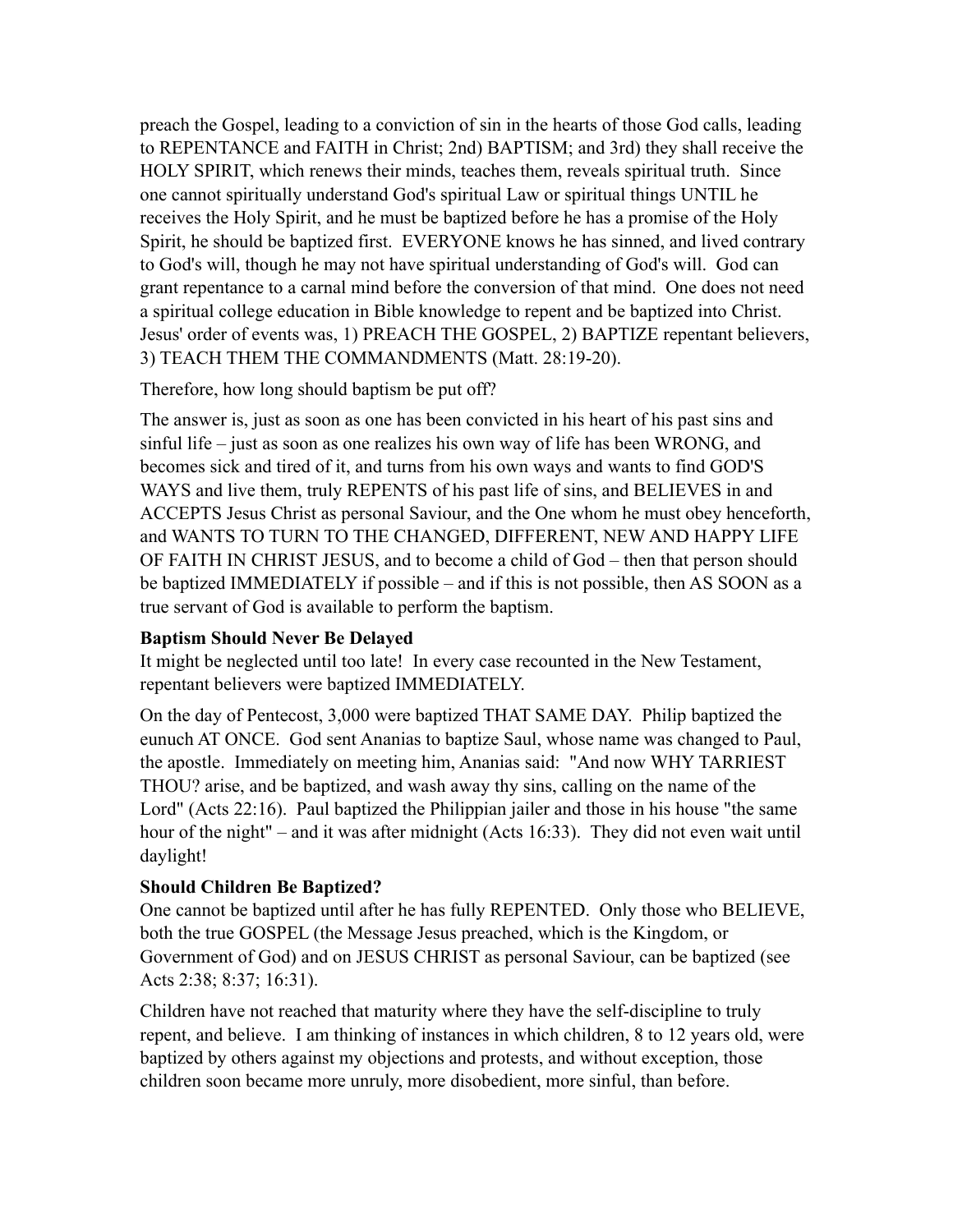preach the Gospel, leading to a conviction of sin in the hearts of those God calls, leading to REPENTANCE and FAITH in Christ; 2nd) BAPTISM; and 3rd) they shall receive the HOLY SPIRIT, which renews their minds, teaches them, reveals spiritual truth. Since one cannot spiritually understand God's spiritual Law or spiritual things UNTIL he receives the Holy Spirit, and he must be baptized before he has a promise of the Holy Spirit, he should be baptized first. EVERYONE knows he has sinned, and lived contrary to God's will, though he may not have spiritual understanding of God's will. God can grant repentance to a carnal mind before the conversion of that mind. One does not need a spiritual college education in Bible knowledge to repent and be baptized into Christ. Jesus' order of events was, 1) PREACH THE GOSPEL, 2) BAPTIZE repentant believers, 3) TEACH THEM THE COMMANDMENTS (Matt. 28:19-20).

Therefore, how long should baptism be put off?

The answer is, just as soon as one has been convicted in his heart of his past sins and sinful life – just as soon as one realizes his own way of life has been WRONG, and becomes sick and tired of it, and turns from his own ways and wants to find GOD'S WAYS and live them, truly REPENTS of his past life of sins, and BELIEVES in and ACCEPTS Jesus Christ as personal Saviour, and the One whom he must obey henceforth, and WANTS TO TURN TO THE CHANGED, DIFFERENT, NEW AND HAPPY LIFE OF FAITH IN CHRIST JESUS, and to become a child of God – then that person should be baptized IMMEDIATELY if possible – and if this is not possible, then AS SOON as a true servant of God is available to perform the baptism.

**Baptism Should Never Be Delayed**

It might be neglected until too late! In every case recounted in the New Testament, repentant believers were baptized IMMEDIATELY.

On the day of Pentecost, 3,000 were baptized THAT SAME DAY. Philip baptized the eunuch AT ONCE. God sent Ananias to baptize Saul, whose name was changed to Paul, the apostle. Immediately on meeting him, Ananias said: "And now WHY TARRIEST THOU? arise, and be baptized, and wash away thy sins, calling on the name of the Lord" (Acts 22:16). Paul baptized the Philippian jailer and those in his house "the same hour of the night" – and it was after midnight (Acts 16:33). They did not even wait until daylight!

**Should Children Be Baptized?**

One cannot be baptized until after he has fully REPENTED. Only those who BELIEVE, both the true GOSPEL (the Message Jesus preached, which is the Kingdom, or Government of God) and on JESUS CHRIST as personal Saviour, can be baptized (see Acts 2:38; 8:37; 16:31).

Children have not reached that maturity where they have the self-discipline to truly repent, and believe. I am thinking of instances in which children, 8 to 12 years old, were baptized by others against my objections and protests, and without exception, those children soon became more unruly, more disobedient, more sinful, than before.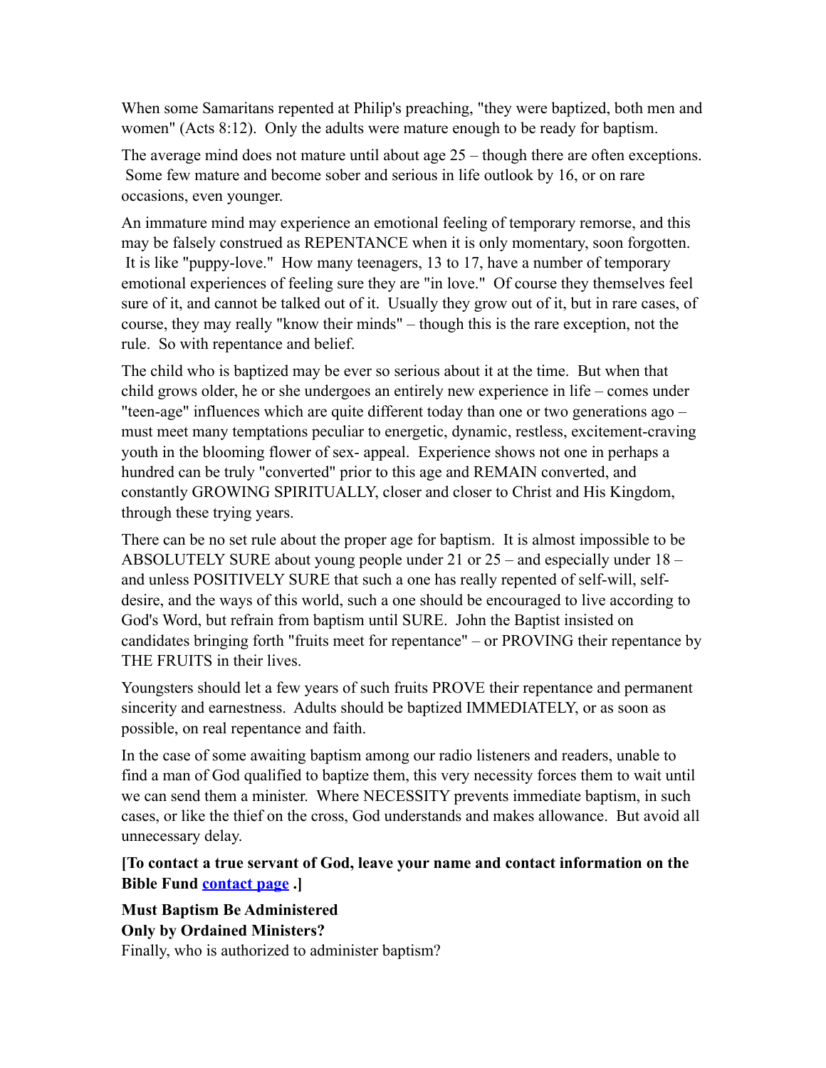When some Samaritans repented at Philip's preaching, "they were baptized, both men and women" (Acts 8:12). Only the adults were mature enough to be ready for baptism.

The average mind does not mature until about age 25 – though there are often exceptions. Some few mature and become sober and serious in life outlook by 16, or on rare occasions, even younger.

An immature mind may experience an emotional feeling of temporary remorse, and this may be falsely construed as REPENTANCE when it is only momentary, soon forgotten. It is like "puppy-love." How many teenagers, 13 to 17, have a number of temporary emotional experiences of feeling sure they are "in love." Of course they themselves feel sure of it, and cannot be talked out of it. Usually they grow out of it, but in rare cases, of course, they may really "know their minds" – though this is the rare exception, not the rule. So with repentance and belief.

The child who is baptized may be ever so serious about it at the time. But when that child grows older, he or she undergoes an entirely new experience in life – comes under "teen-age" influences which are quite different today than one or two generations ago – must meet many temptations peculiar to energetic, dynamic, restless, excitement-craving youth in the blooming flower of sex- appeal. Experience shows not one in perhaps a hundred can be truly "converted" prior to this age and REMAIN converted, and constantly GROWING SPIRITUALLY, closer and closer to Christ and His Kingdom, through these trying years.

There can be no set rule about the proper age for baptism. It is almost impossible to be ABSOLUTELY SURE about young people under 21 or 25 – and especially under 18 – and unless POSITIVELY SURE that such a one has really repented of self-will, self-desire, and the ways of this world, such a one should be encouraged to live according to God's Word, but refrain from baptism until SURE. John the Baptist insisted on candidates bringing forth "fruits meet for repentance" – or PROVING their repentance by THE FRUITS in their lives.

Youngsters should let a few years of such fruits PROVE their repentance and permanent sincerity and earnestness. Adults should be baptized IMMEDIATELY, or as soon as possible, on real repentance and faith.

In the case of some awaiting baptism among our radio listeners and readers, unable to find a man of God qualified to baptize them, this very necessity forces them to wait until we can send them a minister. Where NECESSITY prevents immediate baptism, in such cases, or like the thief on the cross, God understands and makes allowance. But avoid all unnecessary delay.

**[To contact a true servant of God, leave your name and contact information on the Bible Fund contact page .]**

**Must Baptism Be Administered**
**Only by Ordained Ministers?**

Finally, who is authorized to administer baptism?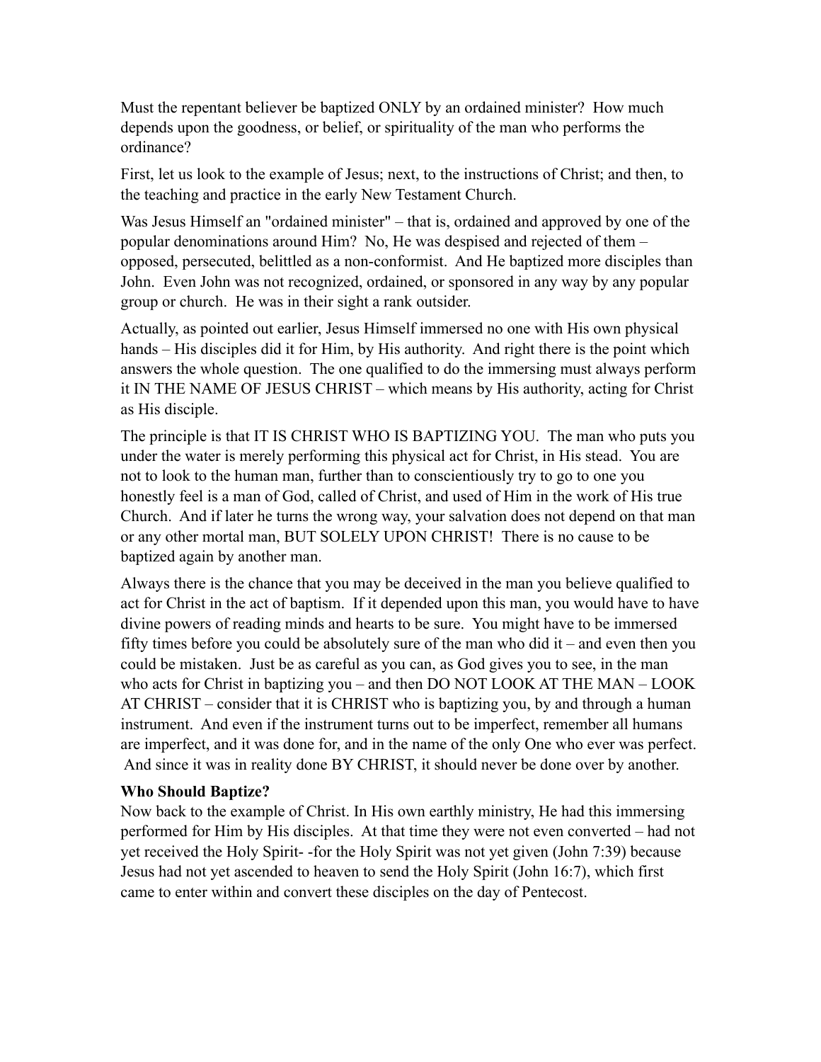Must the repentant believer be baptized ONLY by an ordained minister? How much depends upon the goodness, or belief, or spirituality of the man who performs the ordinance?

First, let us look to the example of Jesus; next, to the instructions of Christ; and then, to the teaching and practice in the early New Testament Church.

Was Jesus Himself an "ordained minister" – that is, ordained and approved by one of the popular denominations around Him? No, He was despised and rejected of them – opposed, persecuted, belittled as a non-conformist. And He baptized more disciples than John. Even John was not recognized, ordained, or sponsored in any way by any popular group or church. He was in their sight a rank outsider.

Actually, as pointed out earlier, Jesus Himself immersed no one with His own physical hands – His disciples did it for Him, by His authority. And right there is the point which answers the whole question. The one qualified to do the immersing must always perform it IN THE NAME OF JESUS CHRIST – which means by His authority, acting for Christ as His disciple.

The principle is that IT IS CHRIST WHO IS BAPTIZING YOU. The man who puts you under the water is merely performing this physical act for Christ, in His stead. You are not to look to the human man, further than to conscientiously try to go to one you honestly feel is a man of God, called of Christ, and used of Him in the work of His true Church. And if later he turns the wrong way, your salvation does not depend on that man or any other mortal man, BUT SOLELY UPON CHRIST! There is no cause to be baptized again by another man.

Always there is the chance that you may be deceived in the man you believe qualified to act for Christ in the act of baptism. If it depended upon this man, you would have to have divine powers of reading minds and hearts to be sure. You might have to be immersed fifty times before you could be absolutely sure of the man who did it – and even then you could be mistaken. Just be as careful as you can, as God gives you to see, in the man who acts for Christ in baptizing you – and then DO NOT LOOK AT THE MAN – LOOK AT CHRIST – consider that it is CHRIST who is baptizing you, by and through a human instrument. And even if the instrument turns out to be imperfect, remember all humans are imperfect, and it was done for, and in the name of the only One who ever was perfect. And since it was in reality done BY CHRIST, it should never be done over by another.

**Who Should Baptize?**

Now back to the example of Christ. In His own earthly ministry, He had this immersing performed for Him by His disciples. At that time they were not even converted – had not yet received the Holy Spirit- -for the Holy Spirit was not yet given (John 7:39) because Jesus had not yet ascended to heaven to send the Holy Spirit (John 16:7), which first came to enter within and convert these disciples on the day of Pentecost.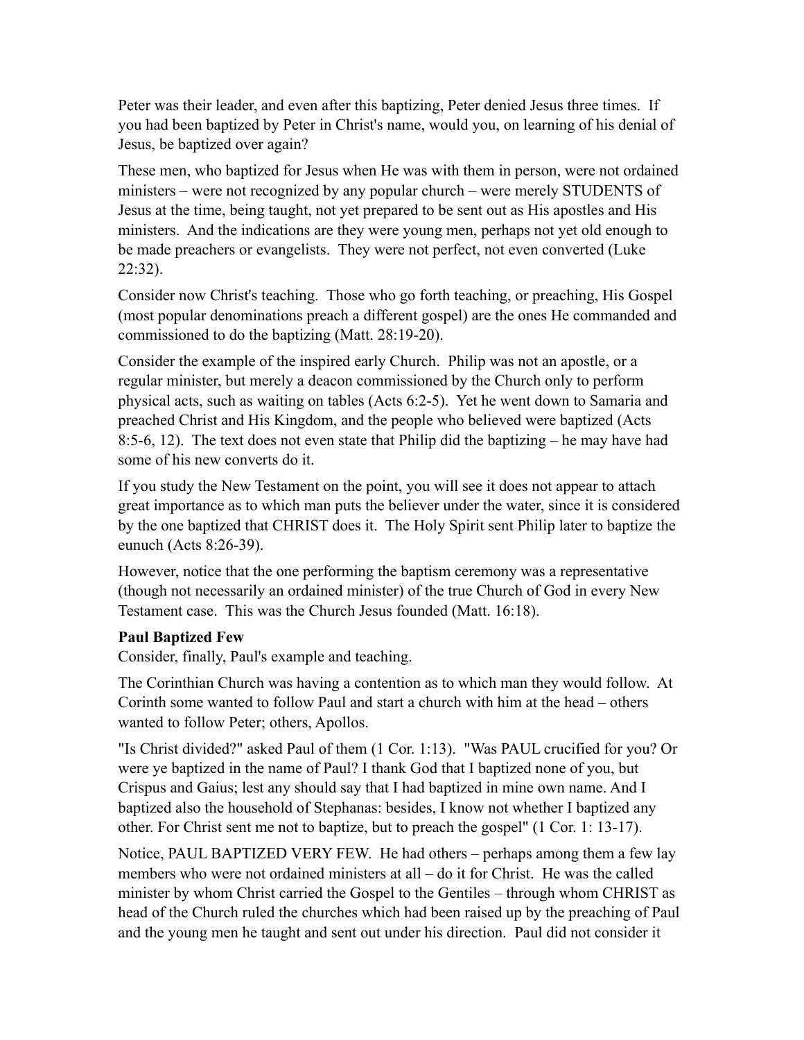Peter was their leader, and even after this baptizing, Peter denied Jesus three times. If you had been baptized by Peter in Christ's name, would you, on learning of his denial of Jesus, be baptized over again?

These men, who baptized for Jesus when He was with them in person, were not ordained ministers – were not recognized by any popular church – were merely STUDENTS of Jesus at the time, being taught, not yet prepared to be sent out as His apostles and His ministers. And the indications are they were young men, perhaps not yet old enough to be made preachers or evangelists. They were not perfect, not even converted (Luke 22:32).

Consider now Christ's teaching. Those who go forth teaching, or preaching, His Gospel (most popular denominations preach a different gospel) are the ones He commanded and commissioned to do the baptizing (Matt. 28:19-20).

Consider the example of the inspired early Church. Philip was not an apostle, or a regular minister, but merely a deacon commissioned by the Church only to perform physical acts, such as waiting on tables (Acts 6:2-5). Yet he went down to Samaria and preached Christ and His Kingdom, and the people who believed were baptized (Acts 8:5-6, 12). The text does not even state that Philip did the baptizing – he may have had some of his new converts do it.

If you study the New Testament on the point, you will see it does not appear to attach great importance as to which man puts the believer under the water, since it is considered by the one baptized that CHRIST does it. The Holy Spirit sent Philip later to baptize the eunuch (Acts 8:26-39).

However, notice that the one performing the baptism ceremony was a representative (though not necessarily an ordained minister) of the true Church of God in every New Testament case. This was the Church Jesus founded (Matt. 16:18).

**Paul Baptized Few**

Consider, finally, Paul's example and teaching.

The Corinthian Church was having a contention as to which man they would follow. At Corinth some wanted to follow Paul and start a church with him at the head – others wanted to follow Peter; others, Apollos.

"Is Christ divided?" asked Paul of them (1 Cor. 1:13). "Was PAUL crucified for you? Or were ye baptized in the name of Paul? I thank God that I baptized none of you, but Crispus and Gaius; lest any should say that I had baptized in mine own name. And I baptized also the household of Stephanas: besides, I know not whether I baptized any other. For Christ sent me not to baptize, but to preach the gospel" (1 Cor. 1: 13-17).

Notice, PAUL BAPTIZED VERY FEW. He had others – perhaps among them a few lay members who were not ordained ministers at all – do it for Christ. He was the called minister by whom Christ carried the Gospel to the Gentiles – through whom CHRIST as head of the Church ruled the churches which had been raised up by the preaching of Paul and the young men he taught and sent out under his direction. Paul did not consider it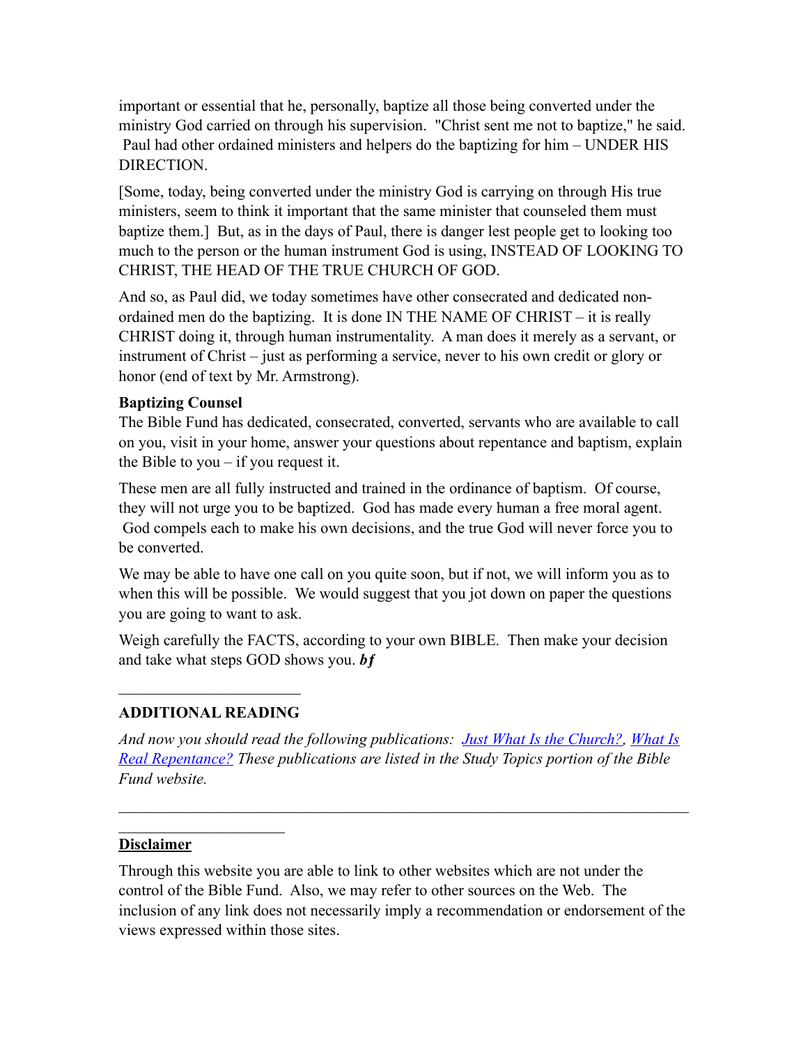important or essential that he, personally, baptize all those being converted under the ministry God carried on through his supervision. "Christ sent me not to baptize," he said. Paul had other ordained ministers and helpers do the baptizing for him – UNDER HIS DIRECTION.

[Some, today, being converted under the ministry God is carrying on through His true ministers, seem to think it important that the same minister that counseled them must baptize them.] But, as in the days of Paul, there is danger lest people get to looking too much to the person or the human instrument God is using, INSTEAD OF LOOKING TO CHRIST, THE HEAD OF THE TRUE CHURCH OF GOD.

And so, as Paul did, we today sometimes have other consecrated and dedicated non-ordained men do the baptizing. It is done IN THE NAME OF CHRIST – it is really CHRIST doing it, through human instrumentality. A man does it merely as a servant, or instrument of Christ – just as performing a service, never to his own credit or glory or honor (end of text by Mr. Armstrong).

**Baptizing Counsel**

The Bible Fund has dedicated, consecrated, converted, servants who are available to call on you, visit in your home, answer your questions about repentance and baptism, explain the Bible to you – if you request it.

These men are all fully instructed and trained in the ordinance of baptism. Of course, they will not urge you to be baptized. God has made every human a free moral agent. God compels each to make his own decisions, and the true God will never force you to be converted.

We may be able to have one call on you quite soon, but if not, we will inform you as to when this will be possible. We would suggest that you jot down on paper the questions you are going to want to ask.

Weigh carefully the FACTS, according to your own BIBLE. Then make your decision and take what steps GOD shows you. ***bf***

---

**ADDITIONAL READING**

*And now you should read the following publications: Just What Is the Church?, What Is Real Repentance? These publications are listed in the Study Topics portion of the Bible Fund website.*

---

**Disclaimer**

Through this website you are able to link to other websites which are not under the control of the Bible Fund. Also, we may refer to other sources on the Web. The inclusion of any link does not necessarily imply a recommendation or endorsement of the views expressed within those sites.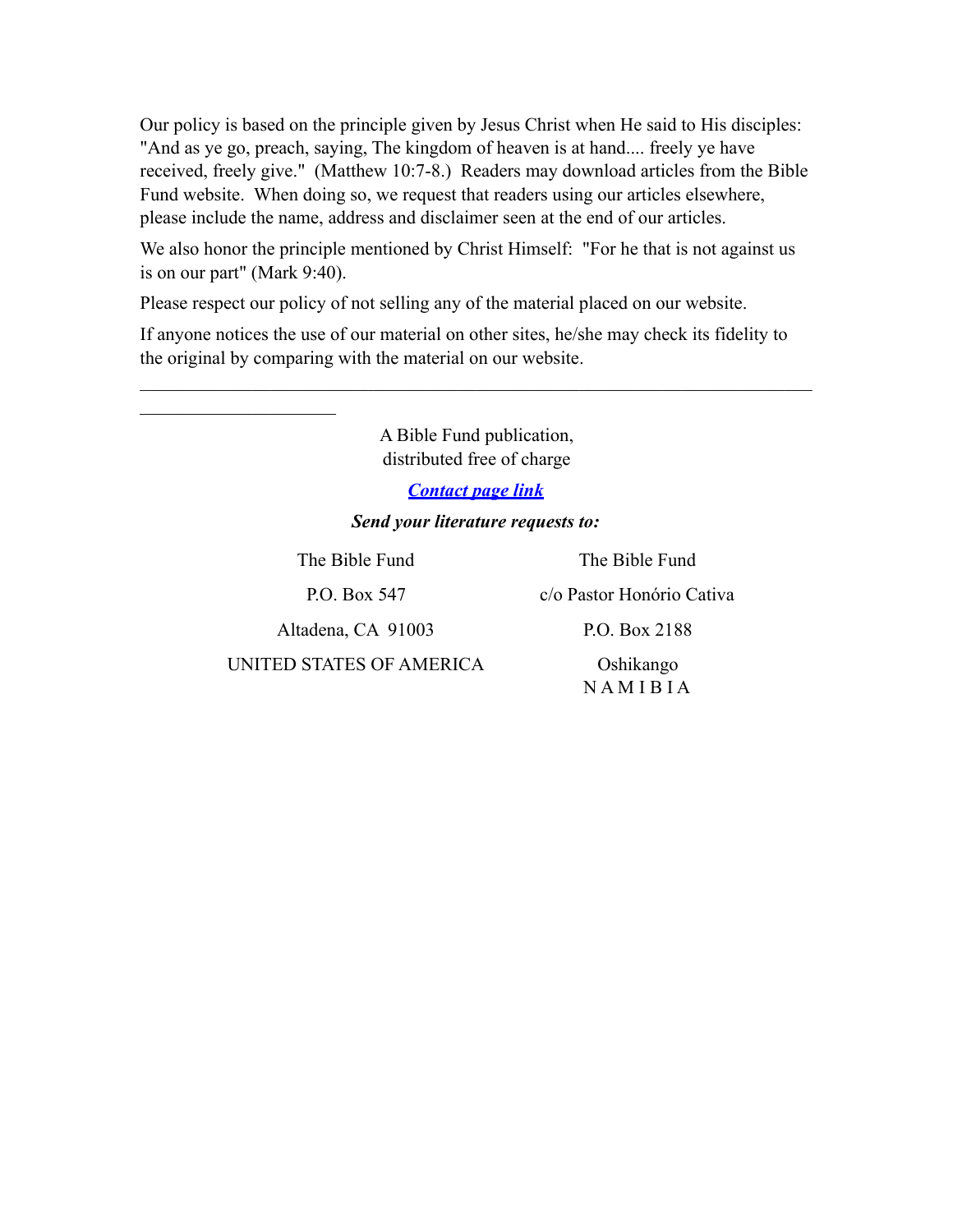Our policy is based on the principle given by Jesus Christ when He said to His disciples: "And as ye go, preach, saying, The kingdom of heaven is at hand.... freely ye have received, freely give." (Matthew 10:7-8.) Readers may download articles from the Bible Fund website. When doing so, we request that readers using our articles elsewhere, please include the name, address and disclaimer seen at the end of our articles.

We also honor the principle mentioned by Christ Himself: "For he that is not against us is on our part" (Mark 9:40).

Please respect our policy of not selling any of the material placed on our website.

If anyone notices the use of our material on other sites, he/she may check its fidelity to the original by comparing with the material on our website.

---

A Bible Fund publication,
distributed free of charge

***Contact page link***

***Send your literature requests to:***

| | |
|---|---|
| The Bible Fund | The Bible Fund |
| P.O. Box 547 | c/o Pastor Honório Cativa |
| Altadena, CA 91003 | P.O. Box 2188 |
| UNITED STATES OF AMERICA | Oshikango N A M I B I A |